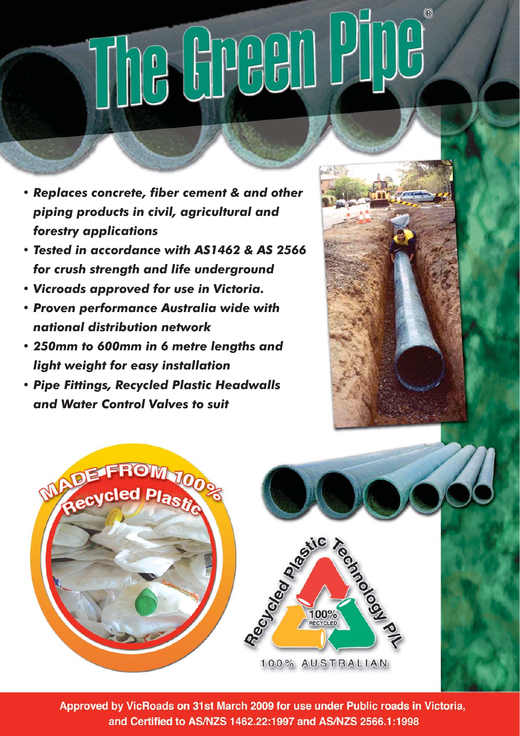# The Green Pipe®

- *Replaces concrete, fiber cement & and other piping products in civil, agricultural and forestry applications*
- *Tested in accordance with AS1462 & AS 2566 for crush strength and life underground*
- *Vicroads approved for use in Victoria.*
- *Proven performance Australia wide with national distribution network*
- *250mm to 600mm in 6 metre lengths and light weight for easy installation*
- *Pipe Fittings, Recycled Plastic Headwalls and Water Control Valves to suit*

MADE FROM 100% Recycled Plastic

Recycled Plastic Technology P/L

100% RECYCLED

100% AUSTRALIAN

**Approved by VicRoads on 31st March 2009 for use under Public roads in Victoria, and Certified to AS/NZS 1462.22:1997 and AS/NZS 2566.1:1998**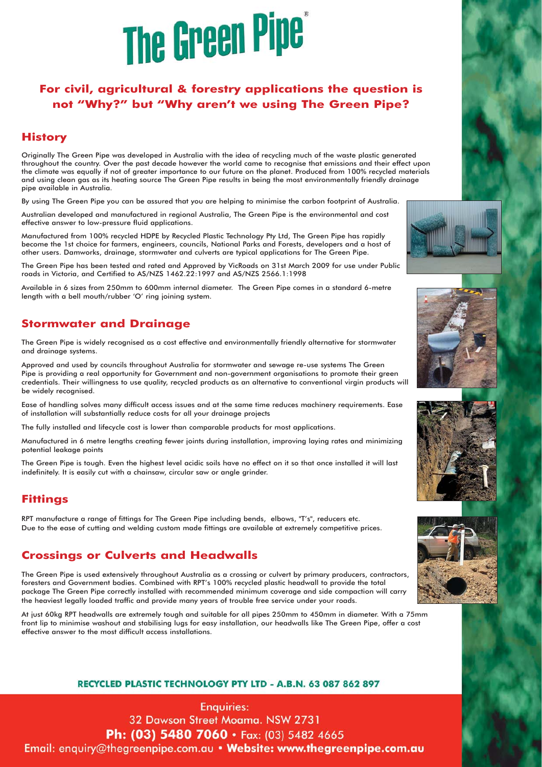# The Green Pipe®

**For civil, agricultural & forestry applications the question is not "Why?" but "Why aren't we using The Green Pipe?**

## History

Originally The Green Pipe was developed in Australia with the idea of recycling much of the waste plastic generated throughout the country. Over the past decade however the world came to recognise that emissions and their effect upon the climate was equally if not of greater importance to our future on the planet. Produced from 100% recycled materials and using clean gas as its heating source The Green Pipe results in being the most environmentally friendly drainage pipe available in Australia.

By using The Green Pipe you can be assured that you are helping to minimise the carbon footprint of Australia.

Australian developed and manufactured in regional Australia, The Green Pipe is the environmental and cost effective answer to low-pressure fluid applications.

Manufactured from 100% recycled HDPE by Recycled Plastic Technology Pty Ltd, The Green Pipe has rapidly become the 1st choice for farmers, engineers, councils, National Parks and Forests, developers and a host of other users. Damworks, drainage, stormwater and culverts are typical applications for The Green Pipe.

The Green Pipe has been tested and rated and Approved by VicRoads on 31st March 2009 for use under Public roads in Victoria, and Certified to AS/NZS 1462.22:1997 and AS/NZS 2566.1:1998

Available in 6 sizes from 250mm to 600mm internal diameter. The Green Pipe comes in a standard 6-metre length with a bell mouth/rubber 'O' ring joining system.

## Stormwater and Drainage

The Green Pipe is widely recognised as a cost effective and environmentally friendly alternative for stormwater and drainage systems.

Approved and used by councils throughout Australia for stormwater and sewage re-use systems The Green Pipe is providing a real opportunity for Government and non-government organisations to promote their green credentials. Their willingness to use quality, recycled products as an alternative to conventional virgin products will be widely recognised.

Ease of handling solves many difficult access issues and at the same time reduces machinery requirements. Ease of installation will substantially reduce costs for all your drainage projects

The fully installed and lifecycle cost is lower than comparable products for most applications.

Manufactured in 6 metre lengths creating fewer joints during installation, improving laying rates and minimizing potential leakage points

The Green Pipe is tough. Even the highest level acidic soils have no effect on it so that once installed it will last indefinitely. It is easily cut with a chainsaw, circular saw or angle grinder.

## Fittings

RPT manufacture a range of fittings for The Green Pipe including bends, elbows, "T's", reducers etc.
Due to the ease of cutting and welding custom made fittings are available at extremely competitive prices.

## Crossings or Culverts and Headwalls

The Green Pipe is used extensively throughout Australia as a crossing or culvert by primary producers, contractors, foresters and Government bodies. Combined with RPT's 100% recycled plastic headwall to provide the total package The Green Pipe correctly installed with recommended minimum coverage and side compaction will carry the heaviest legally loaded traffic and provide many years of trouble free service under your roads.

At just 60kg RPT headwalls are extremely tough and suitable for all pipes 250mm to 450mm in diameter. With a 75mm front lip to minimise washout and stabilising lugs for easy installation, our headwalls like The Green Pipe, offer a cost effective answer to the most difficult access installations.

**RECYCLED PLASTIC TECHNOLOGY PTY LTD - A.B.N. 63 087 862 897**

Enquiries:
32 Dawson Street Moama. NSW 2731
**Ph: (03) 5480 7060** • Fax: (03) 5482 4665
Email: enquiry@thegreenpipe.com.au • **Website: www.thegreenpipe.com.au**